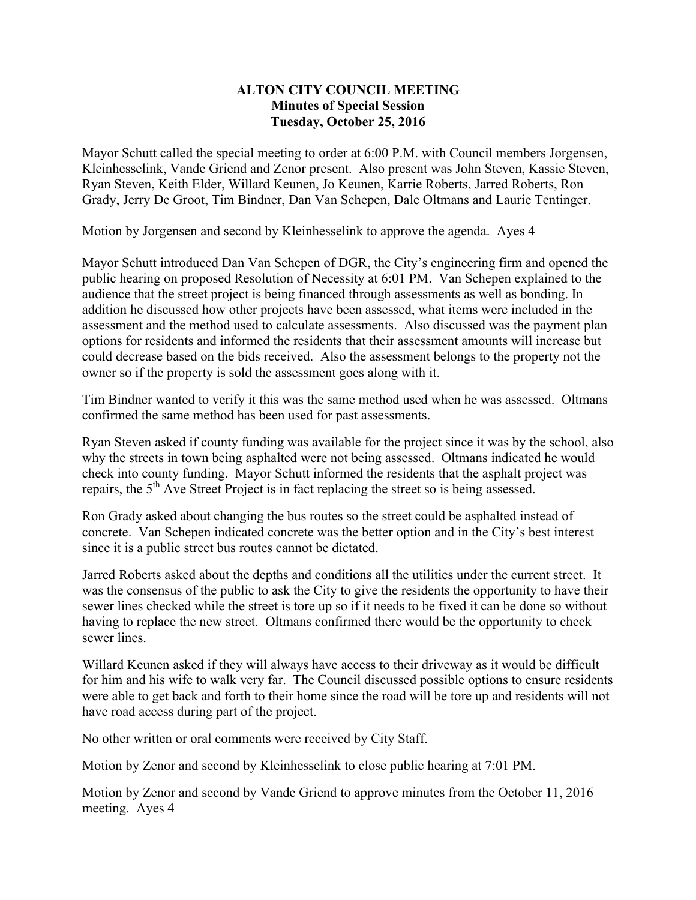**ALTON CITY COUNCIL MEETING**
**Minutes of Special Session**
**Tuesday, October 25, 2016**

Mayor Schutt called the special meeting to order at 6:00 P.M. with Council members Jorgensen, Kleinhesselink, Vande Griend and Zenor present. Also present was John Steven, Kassie Steven, Ryan Steven, Keith Elder, Willard Keunen, Jo Keunen, Karrie Roberts, Jarred Roberts, Ron Grady, Jerry De Groot, Tim Bindner, Dan Van Schepen, Dale Oltmans and Laurie Tentinger.

Motion by Jorgensen and second by Kleinhesselink to approve the agenda. Ayes 4

Mayor Schutt introduced Dan Van Schepen of DGR, the City's engineering firm and opened the public hearing on proposed Resolution of Necessity at 6:01 PM. Van Schepen explained to the audience that the street project is being financed through assessments as well as bonding. In addition he discussed how other projects have been assessed, what items were included in the assessment and the method used to calculate assessments. Also discussed was the payment plan options for residents and informed the residents that their assessment amounts will increase but could decrease based on the bids received. Also the assessment belongs to the property not the owner so if the property is sold the assessment goes along with it.

Tim Bindner wanted to verify it this was the same method used when he was assessed. Oltmans confirmed the same method has been used for past assessments.

Ryan Steven asked if county funding was available for the project since it was by the school, also why the streets in town being asphalted were not being assessed. Oltmans indicated he would check into county funding. Mayor Schutt informed the residents that the asphalt project was repairs, the 5th Ave Street Project is in fact replacing the street so is being assessed.

Ron Grady asked about changing the bus routes so the street could be asphalted instead of concrete. Van Schepen indicated concrete was the better option and in the City's best interest since it is a public street bus routes cannot be dictated.

Jarred Roberts asked about the depths and conditions all the utilities under the current street. It was the consensus of the public to ask the City to give the residents the opportunity to have their sewer lines checked while the street is tore up so if it needs to be fixed it can be done so without having to replace the new street. Oltmans confirmed there would be the opportunity to check sewer lines.

Willard Keunen asked if they will always have access to their driveway as it would be difficult for him and his wife to walk very far. The Council discussed possible options to ensure residents were able to get back and forth to their home since the road will be tore up and residents will not have road access during part of the project.

No other written or oral comments were received by City Staff.

Motion by Zenor and second by Kleinhesselink to close public hearing at 7:01 PM.

Motion by Zenor and second by Vande Griend to approve minutes from the October 11, 2016 meeting. Ayes 4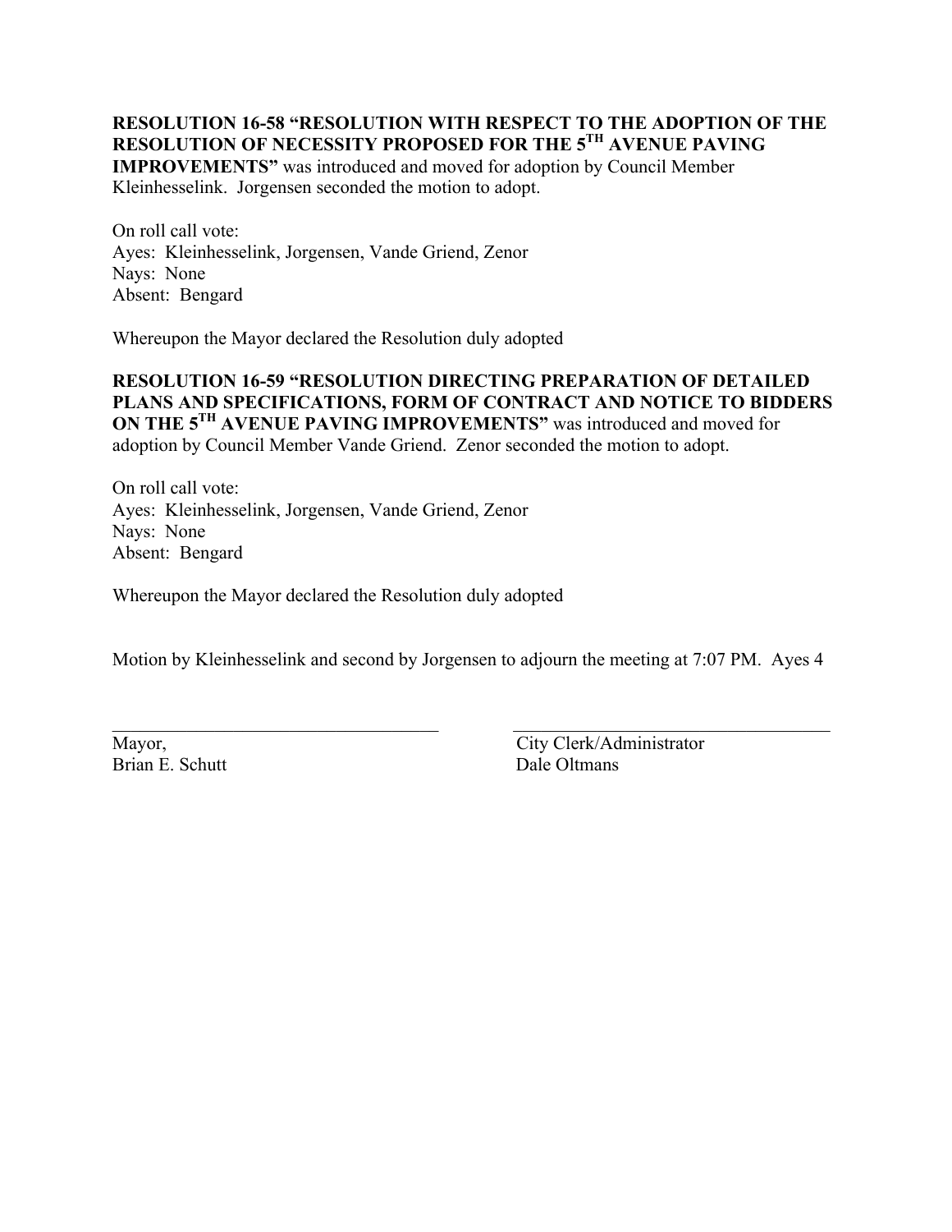**RESOLUTION 16-58 "RESOLUTION WITH RESPECT TO THE ADOPTION OF THE RESOLUTION OF NECESSITY PROPOSED FOR THE 5TH AVENUE PAVING IMPROVEMENTS"** was introduced and moved for adoption by Council Member Kleinhesselink. Jorgensen seconded the motion to adopt.

On roll call vote:
Ayes: Kleinhesselink, Jorgensen, Vande Griend, Zenor
Nays: None
Absent: Bengard

Whereupon the Mayor declared the Resolution duly adopted

**RESOLUTION 16-59 "RESOLUTION DIRECTING PREPARATION OF DETAILED PLANS AND SPECIFICATIONS, FORM OF CONTRACT AND NOTICE TO BIDDERS ON THE 5TH AVENUE PAVING IMPROVEMENTS"** was introduced and moved for adoption by Council Member Vande Griend. Zenor seconded the motion to adopt.

On roll call vote:
Ayes: Kleinhesselink, Jorgensen, Vande Griend, Zenor
Nays: None
Absent: Bengard

Whereupon the Mayor declared the Resolution duly adopted

Motion by Kleinhesselink and second by Jorgensen to adjourn the meeting at 7:07 PM. Ayes 4

| | |
|---|---|
| Mayor, | City Clerk/Administrator |
| Brian E. Schutt | Dale Oltmans |